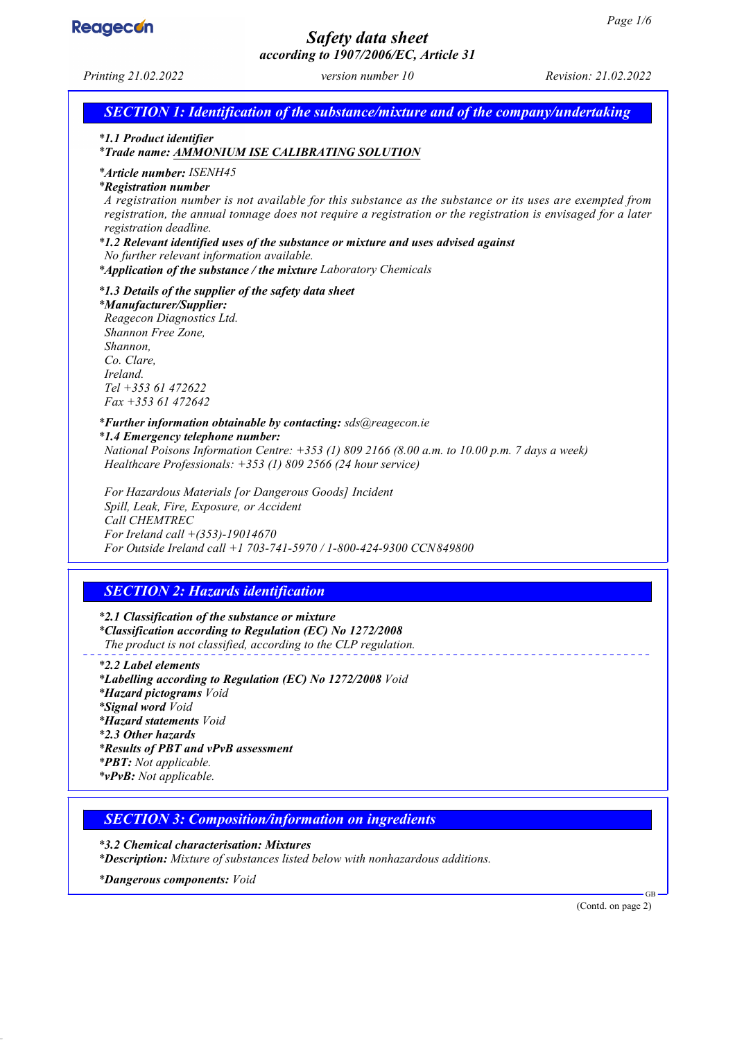# Safety data sheet

## according to 1907/2006/EC, Article 31

*Printing 21.02.2022* *version number 10* *Revision: 21.02.2022*

## SECTION 1: Identification of the substance/mixture and of the company/undertaking

***1.1 Product identifier**

***Trade name: AMMONIUM ISE CALIBRATING SOLUTION**

***Article number:** ISENH45

***Registration number**

A registration number is not available for this substance as the substance or its uses are exempted from registration, the annual tonnage does not require a registration or the registration is envisaged for a later registration deadline.

***1.2 Relevant identified uses of the substance or mixture and uses advised against**

No further relevant information available.

***Application of the substance / the mixture** Laboratory Chemicals

***1.3 Details of the supplier of the safety data sheet**

***Manufacturer/Supplier:**

Reagecon Diagnostics Ltd.
Shannon Free Zone,
Shannon,
Co. Clare,
Ireland.
Tel +353 61 472622
Fax +353 61 472642

***Further information obtainable by contacting:** sds@reagecon.ie

***1.4 Emergency telephone number:**

National Poisons Information Centre: +353 (1) 809 2166 (8.00 a.m. to 10.00 p.m. 7 days a week)
Healthcare Professionals: +353 (1) 809 2566 (24 hour service)

For Hazardous Materials [or Dangerous Goods] Incident
Spill, Leak, Fire, Exposure, or Accident
Call CHEMTREC
For Ireland call +(353)-19014670
For Outside Ireland call +1 703-741-5970 / 1-800-424-9300 CCN849800

## SECTION 2: Hazards identification

***2.1 Classification of the substance or mixture**

***Classification according to Regulation (EC) No 1272/2008**

The product is not classified, according to the CLP regulation.

***2.2 Label elements**

***Labelling according to Regulation (EC) No 1272/2008** Void

***Hazard pictograms** Void

***Signal word** Void

***Hazard statements** Void

***2.3 Other hazards**

***Results of PBT and vPvB assessment**

***PBT:** Not applicable.

***vPvB:** Not applicable.

## SECTION 3: Composition/information on ingredients

***3.2 Chemical characterisation: Mixtures**

***Description:** Mixture of substances listed below with nonhazardous additions.

***Dangerous components:** Void

(Contd. on page 2)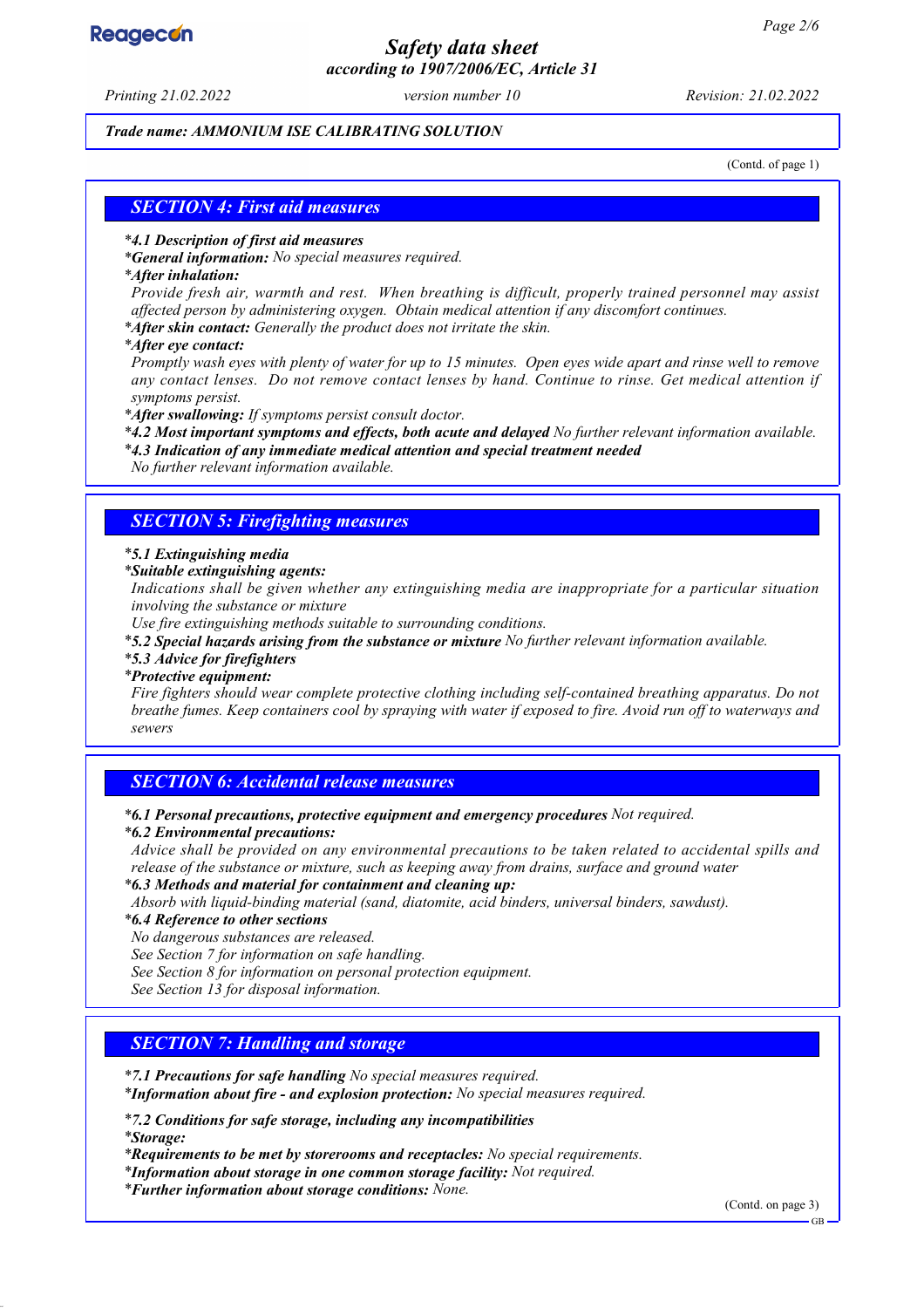*Trade name: AMMONIUM ISE CALIBRATING SOLUTION*

(Contd. of page 1)

## SECTION 4: First aid measures

- ***4.1 Description of first aid measures***
- ***General information:*** *No special measures required.*
- ***After inhalation:***
  *Provide fresh air, warmth and rest. When breathing is difficult, properly trained personnel may assist affected person by administering oxygen. Obtain medical attention if any discomfort continues.*
- ***After skin contact:*** *Generally the product does not irritate the skin.*
- ***After eye contact:***
  *Promptly wash eyes with plenty of water for up to 15 minutes. Open eyes wide apart and rinse well to remove any contact lenses. Do not remove contact lenses by hand. Continue to rinse. Get medical attention if symptoms persist.*
- ***After swallowing:*** *If symptoms persist consult doctor.*
- ***4.2 Most important symptoms and effects, both acute and delayed*** *No further relevant information available.*
- ***4.3 Indication of any immediate medical attention and special treatment needed***
  *No further relevant information available.*

## SECTION 5: Firefighting measures

- ***5.1 Extinguishing media***
- ***Suitable extinguishing agents:***
  *Indications shall be given whether any extinguishing media are inappropriate for a particular situation involving the substance or mixture*
  *Use fire extinguishing methods suitable to surrounding conditions.*
- ***5.2 Special hazards arising from the substance or mixture*** *No further relevant information available.*
- ***5.3 Advice for firefighters***
- ***Protective equipment:***
  *Fire fighters should wear complete protective clothing including self-contained breathing apparatus. Do not breathe fumes. Keep containers cool by spraying with water if exposed to fire. Avoid run off to waterways and sewers*

## SECTION 6: Accidental release measures

- ***6.1 Personal precautions, protective equipment and emergency procedures*** *Not required.*
- ***6.2 Environmental precautions:***
  *Advice shall be provided on any environmental precautions to be taken related to accidental spills and release of the substance or mixture, such as keeping away from drains, surface and ground water*
- ***6.3 Methods and material for containment and cleaning up:***
  *Absorb with liquid-binding material (sand, diatomite, acid binders, universal binders, sawdust).*
- ***6.4 Reference to other sections***
  *No dangerous substances are released.*
  *See Section 7 for information on safe handling.*
  *See Section 8 for information on personal protection equipment.*
  *See Section 13 for disposal information.*

## SECTION 7: Handling and storage

- ***7.1 Precautions for safe handling*** *No special measures required.*
- ***Information about fire - and explosion protection:*** *No special measures required.*
- ***7.2 Conditions for safe storage, including any incompatibilities***
- ***Storage:***
- ***Requirements to be met by storerooms and receptacles:*** *No special requirements.*
- ***Information about storage in one common storage facility:*** *Not required.*
- ***Further information about storage conditions:*** *None.*

(Contd. on page 3)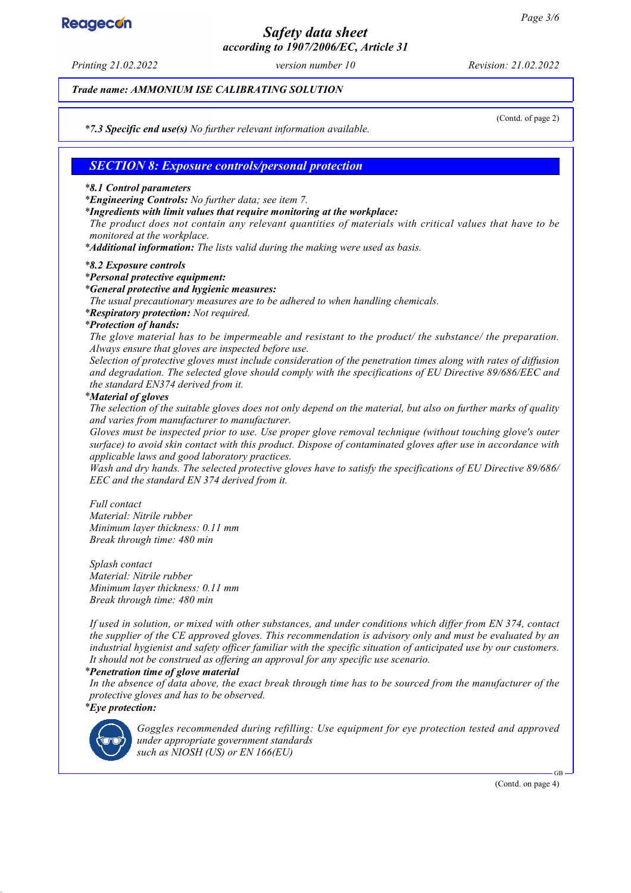*Trade name: AMMONIUM ISE CALIBRATING SOLUTION*

(Contd. of page 2)

**\*7.3 Specific end use(s)** *No further relevant information available.*

## SECTION 8: Exposure controls/personal protection

**\*8.1 Control parameters**

**\*Engineering Controls:** *No further data; see item 7.*

**\*Ingredients with limit values that require monitoring at the workplace:**

*The product does not contain any relevant quantities of materials with critical values that have to be monitored at the workplace.*

**\*Additional information:** *The lists valid during the making were used as basis.*

**\*8.2 Exposure controls**

**\*Personal protective equipment:**

**\*General protective and hygienic measures:**

*The usual precautionary measures are to be adhered to when handling chemicals.*

**\*Respiratory protection:** *Not required.*

**\*Protection of hands:**

*The glove material has to be impermeable and resistant to the product/ the substance/ the preparation. Always ensure that gloves are inspected before use.*

*Selection of protective gloves must include consideration of the penetration times along with rates of diffusion and degradation. The selected glove should comply with the specifications of EU Directive 89/686/EEC and the standard EN374 derived from it.*

**\*Material of gloves**

*The selection of the suitable gloves does not only depend on the material, but also on further marks of quality and varies from manufacturer to manufacturer.*

*Gloves must be inspected prior to use. Use proper glove removal technique (without touching glove's outer surface) to avoid skin contact with this product. Dispose of contaminated gloves after use in accordance with applicable laws and good laboratory practices.*

*Wash and dry hands. The selected protective gloves have to satisfy the specifications of EU Directive 89/686/ EEC and the standard EN 374 derived from it.*

*Full contact*
*Material: Nitrile rubber*
*Minimum layer thickness: 0.11 mm*
*Break through time: 480 min*

*Splash contact*
*Material: Nitrile rubber*
*Minimum layer thickness: 0.11 mm*
*Break through time: 480 min*

*If used in solution, or mixed with other substances, and under conditions which differ from EN 374, contact the supplier of the CE approved gloves. This recommendation is advisory only and must be evaluated by an industrial hygienist and safety officer familiar with the specific situation of anticipated use by our customers. It should not be construed as offering an approval for any specific use scenario.*

**\*Penetration time of glove material**

*In the absence of data above, the exact break through time has to be sourced from the manufacturer of the protective gloves and has to be observed.*

**\*Eye protection:**

*Goggles recommended during refilling: Use equipment for eye protection tested and approved under appropriate government standards such as NIOSH (US) or EN 166(EU)*

(Contd. on page 4)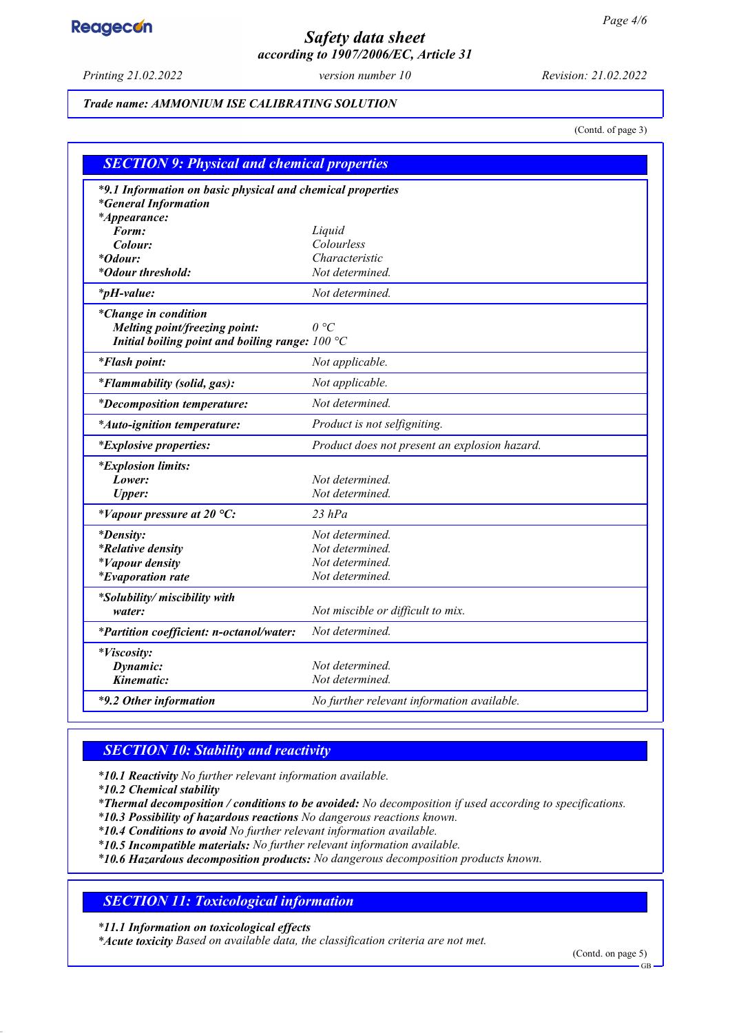*Trade name: AMMONIUM ISE CALIBRATING SOLUTION*

(Contd. of page 3)

## SECTION 9: Physical and chemical properties

| | |
|---|---|
| ***9.1 Information on basic physical and chemical properties** | |
| ***General Information** | |
| ***Appearance:** | |
| **Form:** | *Liquid* |
| **Colour:** | *Colourless* |
| ***Odour:** | *Characteristic* |
| ***Odour threshold:** | *Not determined.* |
| ***pH-value:** | *Not determined.* |
| ***Change in condition** | |
| **Melting point/freezing point:** | *0 °C* |
| **Initial boiling point and boiling range:** | *100 °C* |
| ***Flash point:** | *Not applicable.* |
| ***Flammability (solid, gas):** | *Not applicable.* |
| ***Decomposition temperature:** | *Not determined.* |
| ***Auto-ignition temperature:** | *Product is not selfigniting.* |
| ***Explosive properties:** | *Product does not present an explosion hazard.* |
| ***Explosion limits:** | |
| **Lower:** | *Not determined.* |
| **Upper:** | *Not determined.* |
| ***Vapour pressure at 20 °C:** | *23 hPa* |
| ***Density:** | *Not determined.* |
| ***Relative density** | *Not determined.* |
| ***Vapour density** | *Not determined.* |
| ***Evaporation rate** | *Not determined.* |
| ***Solubility/ miscibility with water:** | *Not miscible or difficult to mix.* |
| ***Partition coefficient: n-octanol/water:** | *Not determined.* |
| ***Viscosity:** | |
| **Dynamic:** | *Not determined.* |
| **Kinematic:** | *Not determined.* |
| ***9.2 Other information** | *No further relevant information available.* |

## SECTION 10: Stability and reactivity

***10.1 Reactivity** *No further relevant information available.*
***10.2 Chemical stability**
***Thermal decomposition / conditions to be avoided:** *No decomposition if used according to specifications.*
***10.3 Possibility of hazardous reactions** *No dangerous reactions known.*
***10.4 Conditions to avoid** *No further relevant information available.*
***10.5 Incompatible materials:** *No further relevant information available.*
***10.6 Hazardous decomposition products:** *No dangerous decomposition products known.*

## SECTION 11: Toxicological information

***11.1 Information on toxicological effects**
***Acute toxicity** *Based on available data, the classification criteria are not met.*

(Contd. on page 5)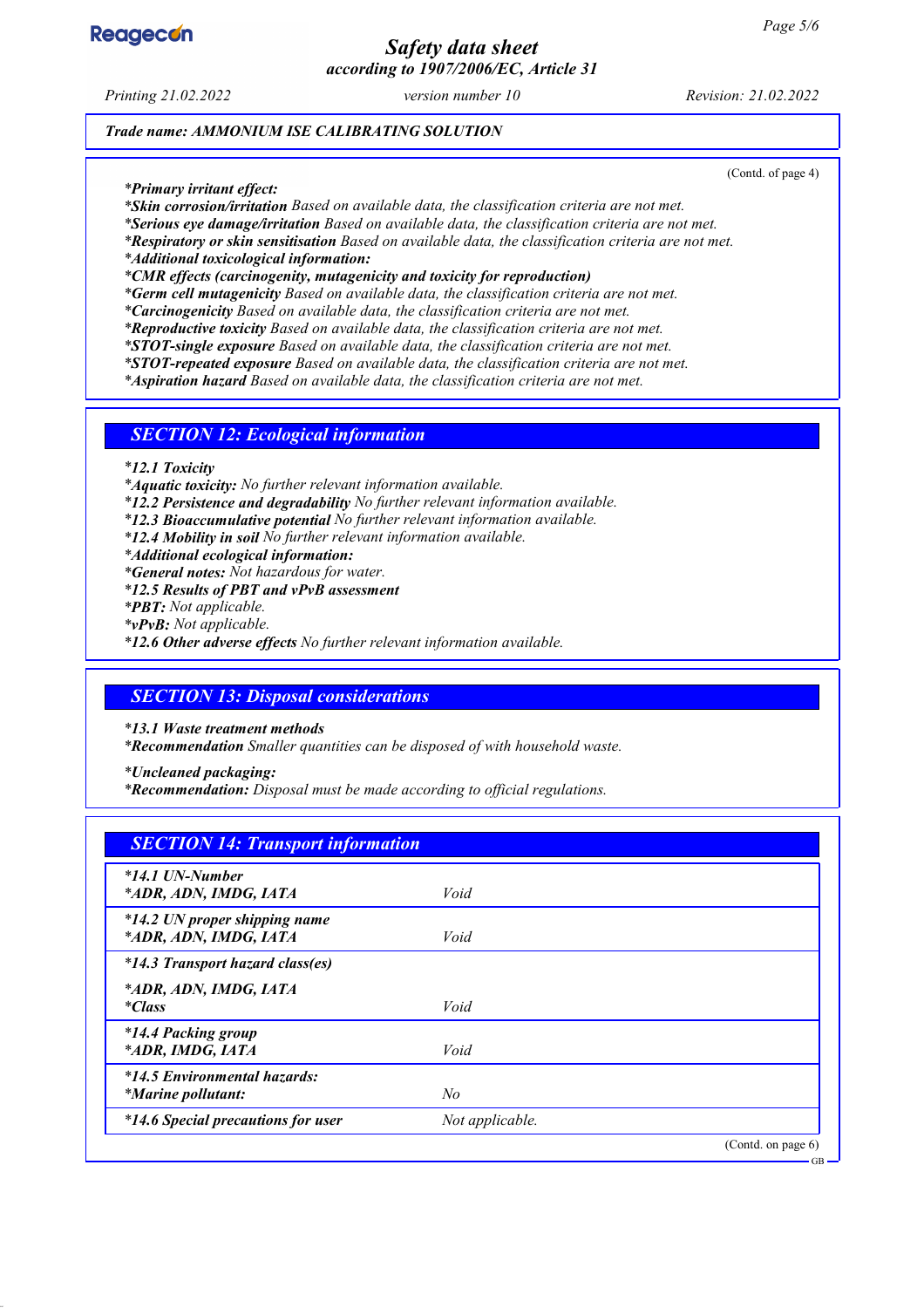Trade name: AMMONIUM ISE CALIBRATING SOLUTION

(Contd. of page 4)

**\*Primary irritant effect:**
**\*Skin corrosion/irritation** Based on available data, the classification criteria are not met.
**\*Serious eye damage/irritation** Based on available data, the classification criteria are not met.
**\*Respiratory or skin sensitisation** Based on available data, the classification criteria are not met.
**\*Additional toxicological information:**
**\*CMR effects (carcinogenity, mutagenicity and toxicity for reproduction)**
**\*Germ cell mutagenicity** Based on available data, the classification criteria are not met.
**\*Carcinogenicity** Based on available data, the classification criteria are not met.
**\*Reproductive toxicity** Based on available data, the classification criteria are not met.
**\*STOT-single exposure** Based on available data, the classification criteria are not met.
**\*STOT-repeated exposure** Based on available data, the classification criteria are not met.
**\*Aspiration hazard** Based on available data, the classification criteria are not met.

## SECTION 12: Ecological information

**\*12.1 Toxicity**
**\*Aquatic toxicity:** No further relevant information available.
**\*12.2 Persistence and degradability** No further relevant information available.
**\*12.3 Bioaccumulative potential** No further relevant information available.
**\*12.4 Mobility in soil** No further relevant information available.
**\*Additional ecological information:**
**\*General notes:** Not hazardous for water.
**\*12.5 Results of PBT and vPvB assessment**
**\*PBT:** Not applicable.
**\*vPvB:** Not applicable.
**\*12.6 Other adverse effects** No further relevant information available.

## SECTION 13: Disposal considerations

**\*13.1 Waste treatment methods**
**\*Recommendation** Smaller quantities can be disposed of with household waste.

**\*Uncleaned packaging:**
**\*Recommendation:** Disposal must be made according to official regulations.

## SECTION 14: Transport information

| | |
|---|---|
| **\*14.1 UN-Number**<br>**\*ADR, ADN, IMDG, IATA** | Void |
| **\*14.2 UN proper shipping name**<br>**\*ADR, ADN, IMDG, IATA** | Void |
| **\*14.3 Transport hazard class(es)**<br><br>**\*ADR, ADN, IMDG, IATA**<br>**\*Class** | Void |
| **\*14.4 Packing group**<br>**\*ADR, IMDG, IATA** | Void |
| **\*14.5 Environmental hazards:**<br>**\*Marine pollutant:** | No |
| **\*14.6 Special precautions for user** | Not applicable. |

(Contd. on page 6)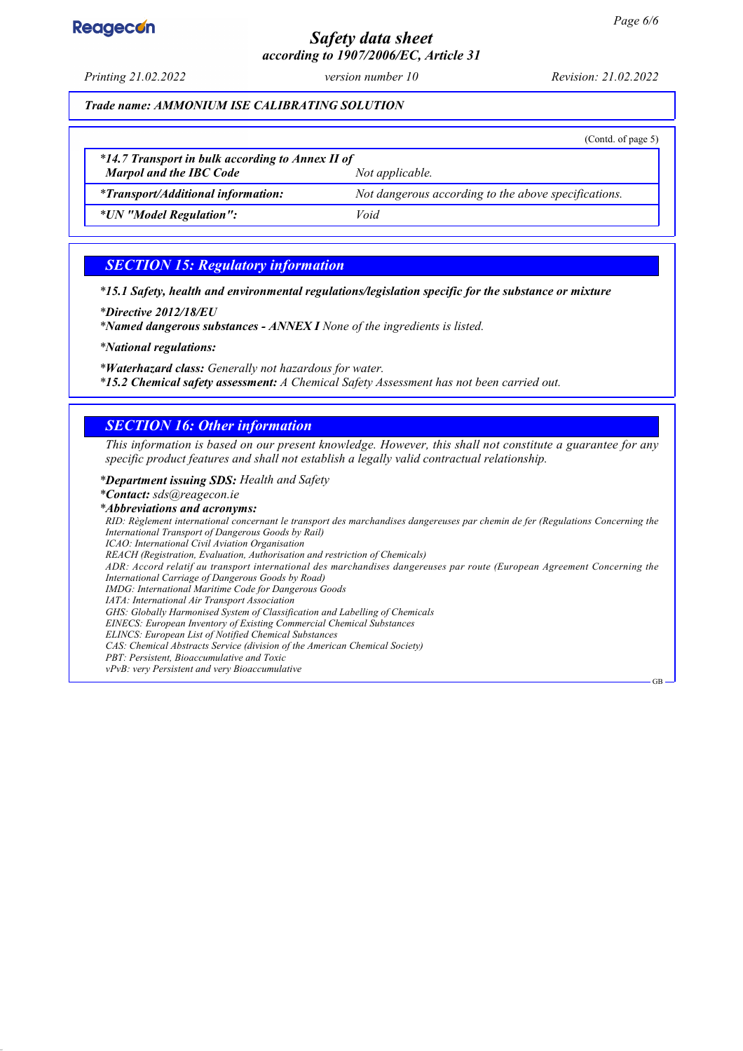*Trade name: AMMONIUM ISE CALIBRATING SOLUTION*

(Contd. of page 5)

| | |
|---|---|
| ***14.7 Transport in bulk according to Annex II of Marpol and the IBC Code*** | *Not applicable.* |
| ***Transport/Additional information:*** | *Not dangerous according to the above specifications.* |
| ***UN "Model Regulation":*** | *Void* |

## *SECTION 15: Regulatory information*

***15.1 Safety, health and environmental regulations/legislation specific for the substance or mixture***

***Directive 2012/18/EU***

***Named dangerous substances - ANNEX I** None of the ingredients is listed.*

***National regulations:***

***Waterhazard class:** Generally not hazardous for water.*

***15.2 Chemical safety assessment:** A Chemical Safety Assessment has not been carried out.*

## *SECTION 16: Other information*

*This information is based on our present knowledge. However, this shall not constitute a guarantee for any specific product features and shall not establish a legally valid contractual relationship.*

***Department issuing SDS:** Health and Safety*

***Contact:** sds@reagecon.ie*

***Abbreviations and acronyms:***

*RID: Règlement international concernant le transport des marchandises dangereuses par chemin de fer (Regulations Concerning the International Transport of Dangerous Goods by Rail)*
*ICAO: International Civil Aviation Organisation*
*REACH (Registration, Evaluation, Authorisation and restriction of Chemicals)*
*ADR: Accord relatif au transport international des marchandises dangereuses par route (European Agreement Concerning the International Carriage of Dangerous Goods by Road)*
*IMDG: International Maritime Code for Dangerous Goods*
*IATA: International Air Transport Association*
*GHS: Globally Harmonised System of Classification and Labelling of Chemicals*
*EINECS: European Inventory of Existing Commercial Chemical Substances*
*ELINCS: European List of Notified Chemical Substances*
*CAS: Chemical Abstracts Service (division of the American Chemical Society)*
*PBT: Persistent, Bioaccumulative and Toxic*
*vPvB: very Persistent and very Bioaccumulative*